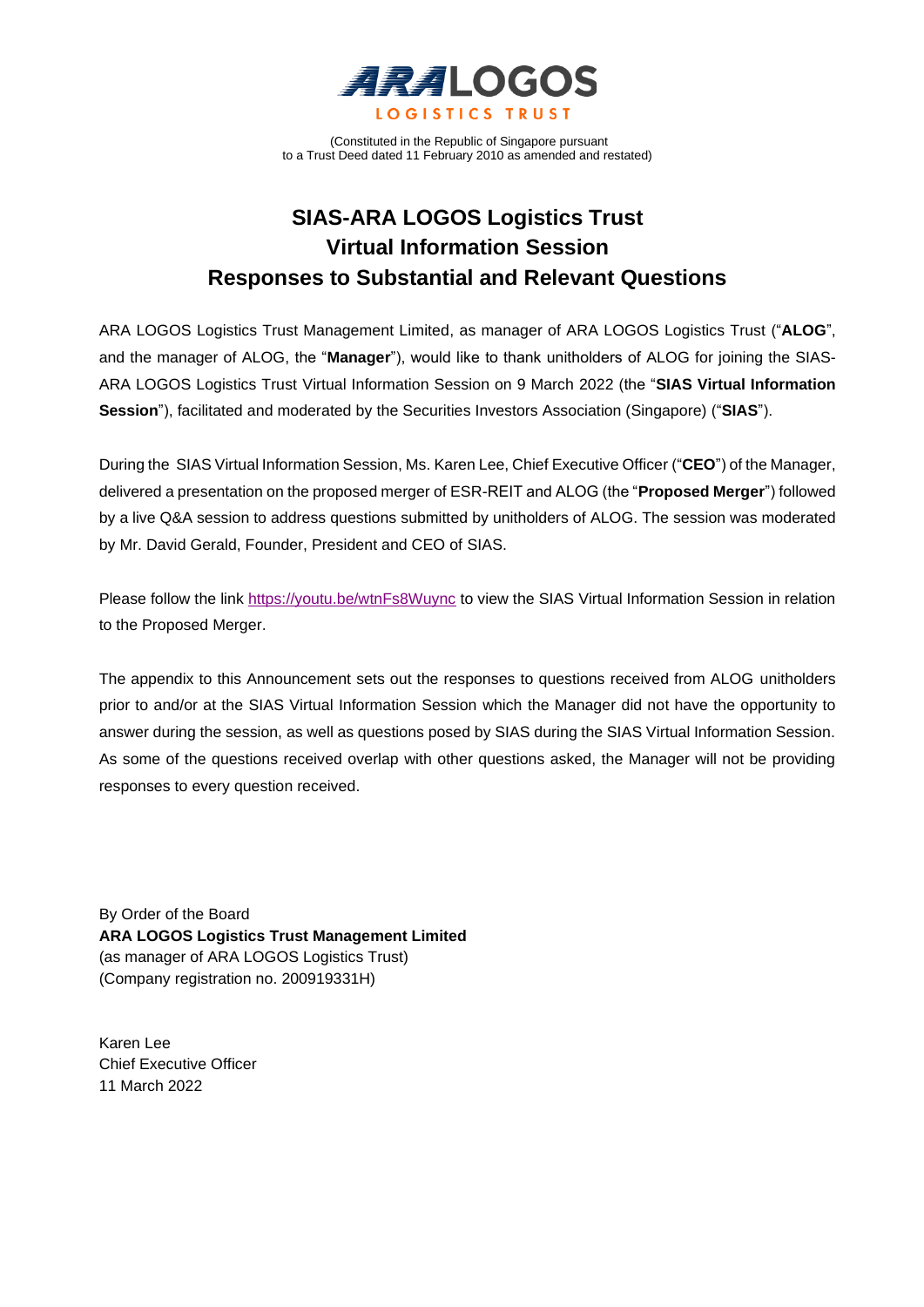ARA LOGOS
LOGISTICS TRUST

(Constituted in the Republic of Singapore pursuant
to a Trust Deed dated 11 February 2010 as amended and restated)

# SIAS-ARA LOGOS Logistics Trust
# Virtual Information Session
# Responses to Substantial and Relevant Questions

ARA LOGOS Logistics Trust Management Limited, as manager of ARA LOGOS Logistics Trust ("**ALOG**", and the manager of ALOG, the "**Manager**"), would like to thank unitholders of ALOG for joining the SIAS-ARA LOGOS Logistics Trust Virtual Information Session on 9 March 2022 (the "**SIAS Virtual Information Session**"), facilitated and moderated by the Securities Investors Association (Singapore) ("**SIAS**").

During the SIAS Virtual Information Session, Ms. Karen Lee, Chief Executive Officer ("**CEO**") of the Manager, delivered a presentation on the proposed merger of ESR-REIT and ALOG (the "**Proposed Merger**") followed by a live Q&A session to address questions submitted by unitholders of ALOG. The session was moderated by Mr. David Gerald, Founder, President and CEO of SIAS.

Please follow the link [https://youtu.be/wtnFs8Wuync](https://youtu.be/wtnFs8Wuync) to view the SIAS Virtual Information Session in relation to the Proposed Merger.

The appendix to this Announcement sets out the responses to questions received from ALOG unitholders prior to and/or at the SIAS Virtual Information Session which the Manager did not have the opportunity to answer during the session, as well as questions posed by SIAS during the SIAS Virtual Information Session. As some of the questions received overlap with other questions asked, the Manager will not be providing responses to every question received.

By Order of the Board
**ARA LOGOS Logistics Trust Management Limited**
(as manager of ARA LOGOS Logistics Trust)
(Company registration no. 200919331H)

Karen Lee
Chief Executive Officer
11 March 2022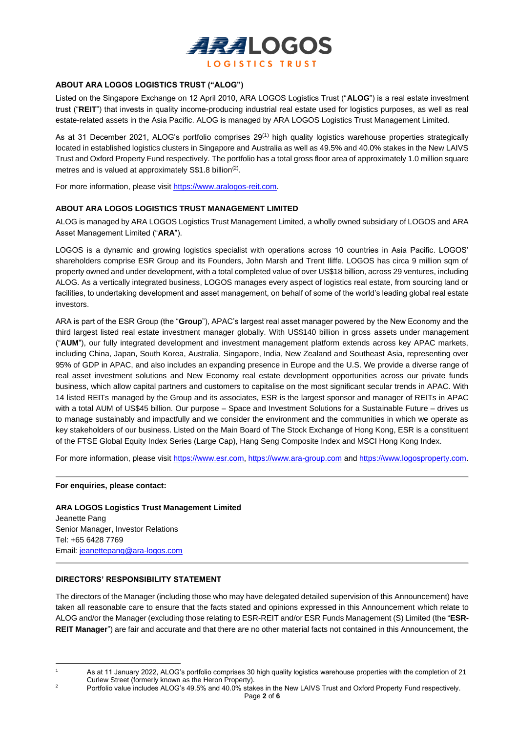### ABOUT ARA LOGOS LOGISTICS TRUST ("ALOG")

Listed on the Singapore Exchange on 12 April 2010, ARA LOGOS Logistics Trust ("**ALOG**") is a real estate investment trust ("**REIT**") that invests in quality income-producing industrial real estate used for logistics purposes, as well as real estate-related assets in the Asia Pacific. ALOG is managed by ARA LOGOS Logistics Trust Management Limited.

As at 31 December 2021, ALOG's portfolio comprises 29[1] high quality logistics warehouse properties strategically located in established logistics clusters in Singapore and Australia as well as 49.5% and 40.0% stakes in the New LAIVS Trust and Oxford Property Fund respectively. The portfolio has a total gross floor area of approximately 1.0 million square metres and is valued at approximately S$1.8 billion[2].

For more information, please visit https://www.aralogos-reit.com.

### ABOUT ARA LOGOS LOGISTICS TRUST MANAGEMENT LIMITED

ALOG is managed by ARA LOGOS Logistics Trust Management Limited, a wholly owned subsidiary of LOGOS and ARA Asset Management Limited ("**ARA**").

LOGOS is a dynamic and growing logistics specialist with operations across 10 countries in Asia Pacific. LOGOS' shareholders comprise ESR Group and its Founders, John Marsh and Trent Iliffe. LOGOS has circa 9 million sqm of property owned and under development, with a total completed value of over US$18 billion, across 29 ventures, including ALOG. As a vertically integrated business, LOGOS manages every aspect of logistics real estate, from sourcing land or facilities, to undertaking development and asset management, on behalf of some of the world's leading global real estate investors.

ARA is part of the ESR Group (the "**Group**"), APAC's largest real asset manager powered by the New Economy and the third largest listed real estate investment manager globally. With US$140 billion in gross assets under management ("**AUM**"), our fully integrated development and investment management platform extends across key APAC markets, including China, Japan, South Korea, Australia, Singapore, India, New Zealand and Southeast Asia, representing over 95% of GDP in APAC, and also includes an expanding presence in Europe and the U.S. We provide a diverse range of real asset investment solutions and New Economy real estate development opportunities across our private funds business, which allow capital partners and customers to capitalise on the most significant secular trends in APAC. With 14 listed REITs managed by the Group and its associates, ESR is the largest sponsor and manager of REITs in APAC with a total AUM of US$45 billion. Our purpose – Space and Investment Solutions for a Sustainable Future – drives us to manage sustainably and impactfully and we consider the environment and the communities in which we operate as key stakeholders of our business. Listed on the Main Board of The Stock Exchange of Hong Kong, ESR is a constituent of the FTSE Global Equity Index Series (Large Cap), Hang Seng Composite Index and MSCI Hong Kong Index.

For more information, please visit https://www.esr.com, https://www.ara-group.com and https://www.logosproperty.com.

---

**For enquiries, please contact:**

**ARA LOGOS Logistics Trust Management Limited**
Jeanette Pang
Senior Manager, Investor Relations
Tel: +65 6428 7769
Email: jeanettepang@ara-logos.com

---

### DIRECTORS' RESPONSIBILITY STATEMENT

The directors of the Manager (including those who may have delegated detailed supervision of this Announcement) have taken all reasonable care to ensure that the facts stated and opinions expressed in this Announcement which relate to ALOG and/or the Manager (excluding those relating to ESR-REIT and/or ESR Funds Management (S) Limited (the "**ESR-REIT Manager**") are fair and accurate and that there are no other material facts not contained in this Announcement, the

---

[1] As at 11 January 2022, ALOG's portfolio comprises 30 high quality logistics warehouse properties with the completion of 21 Curlew Street (formerly known as the Heron Property).

[2] Portfolio value includes ALOG's 49.5% and 40.0% stakes in the New LAIVS Trust and Oxford Property Fund respectively.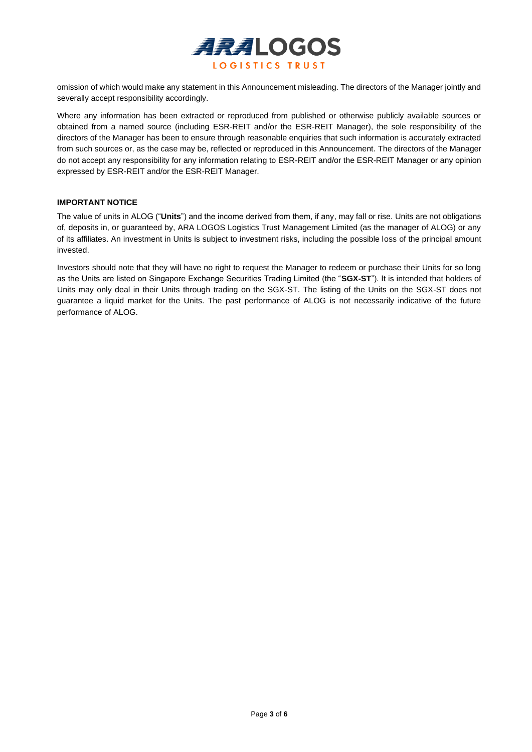omission of which would make any statement in this Announcement misleading. The directors of the Manager jointly and severally accept responsibility accordingly.

Where any information has been extracted or reproduced from published or otherwise publicly available sources or obtained from a named source (including ESR-REIT and/or the ESR-REIT Manager), the sole responsibility of the directors of the Manager has been to ensure through reasonable enquiries that such information is accurately extracted from such sources or, as the case may be, reflected or reproduced in this Announcement. The directors of the Manager do not accept any responsibility for any information relating to ESR-REIT and/or the ESR-REIT Manager or any opinion expressed by ESR-REIT and/or the ESR-REIT Manager.

**IMPORTANT NOTICE**

The value of units in ALOG ("**Units**") and the income derived from them, if any, may fall or rise. Units are not obligations of, deposits in, or guaranteed by, ARA LOGOS Logistics Trust Management Limited (as the manager of ALOG) or any of its affiliates. An investment in Units is subject to investment risks, including the possible loss of the principal amount invested.

Investors should note that they will have no right to request the Manager to redeem or purchase their Units for so long as the Units are listed on Singapore Exchange Securities Trading Limited (the "**SGX-ST**"). It is intended that holders of Units may only deal in their Units through trading on the SGX-ST. The listing of the Units on the SGX-ST does not guarantee a liquid market for the Units. The past performance of ALOG is not necessarily indicative of the future performance of ALOG.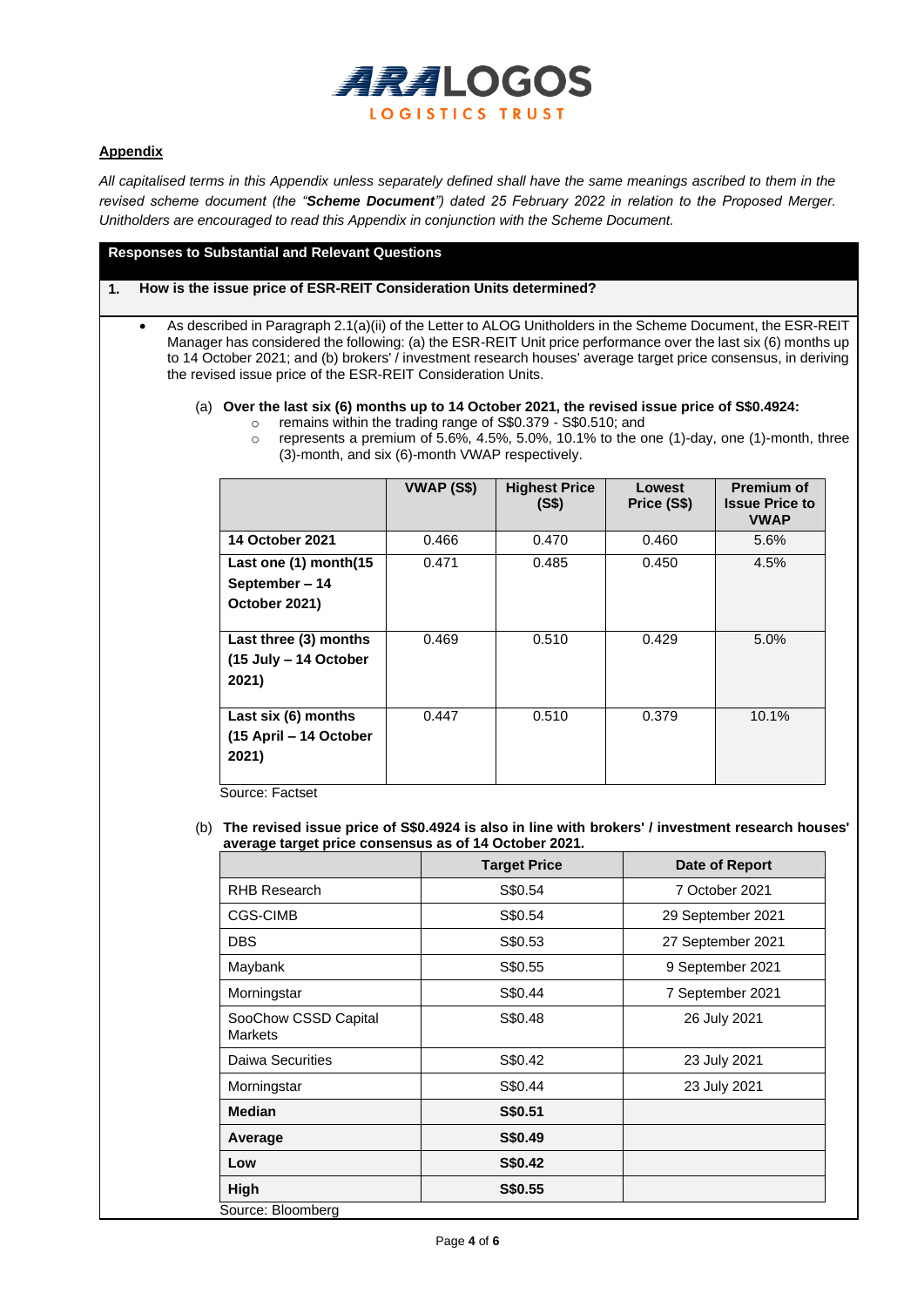## Appendix

*All capitalised terms in this Appendix unless separately defined shall have the same meanings ascribed to them in the revised scheme document (the "**Scheme Document**") dated 25 February 2022 in relation to the Proposed Merger. Unitholders are encouraged to read this Appendix in conjunction with the Scheme Document.*

**Responses to Substantial and Relevant Questions**

**1. How is the issue price of ESR-REIT Consideration Units determined?**

- As described in Paragraph 2.1(a)(ii) of the Letter to ALOG Unitholders in the Scheme Document, the ESR-REIT Manager has considered the following: (a) the ESR-REIT Unit price performance over the last six (6) months up to 14 October 2021; and (b) brokers' / investment research houses' average target price consensus, in deriving the revised issue price of the ESR-REIT Consideration Units.

(a) **Over the last six (6) months up to 14 October 2021, the revised issue price of S$0.4924:**
   - remains within the trading range of S$0.379 - S$0.510; and
   - represents a premium of 5.6%, 4.5%, 5.0%, 10.1% to the one (1)-day, one (1)-month, three (3)-month, and six (6)-month VWAP respectively.

| | VWAP (S$) | Highest Price (S$) | Lowest Price (S$) | Premium of Issue Price to VWAP |
|---|---|---|---|---|
| **14 October 2021** | 0.466 | 0.470 | 0.460 | 5.6% |
| **Last one (1) month(15 September – 14 October 2021)** | 0.471 | 0.485 | 0.450 | 4.5% |
| **Last three (3) months (15 July – 14 October 2021)** | 0.469 | 0.510 | 0.429 | 5.0% |
| **Last six (6) months (15 April – 14 October 2021)** | 0.447 | 0.510 | 0.379 | 10.1% |

Source: Factset

(b) **The revised issue price of S$0.4924 is also in line with brokers' / investment research houses' average target price consensus as of 14 October 2021.**

| | Target Price | Date of Report |
|---|---|---|
| RHB Research | S$0.54 | 7 October 2021 |
| CGS-CIMB | S$0.54 | 29 September 2021 |
| DBS | S$0.53 | 27 September 2021 |
| Maybank | S$0.55 | 9 September 2021 |
| Morningstar | S$0.44 | 7 September 2021 |
| SooChow CSSD Capital Markets | S$0.48 | 26 July 2021 |
| Daiwa Securities | S$0.42 | 23 July 2021 |
| Morningstar | S$0.44 | 23 July 2021 |
| **Median** | **S$0.51** | |
| **Average** | **S$0.49** | |
| **Low** | **S$0.42** | |
| **High** | **S$0.55** | |

Source: Bloomberg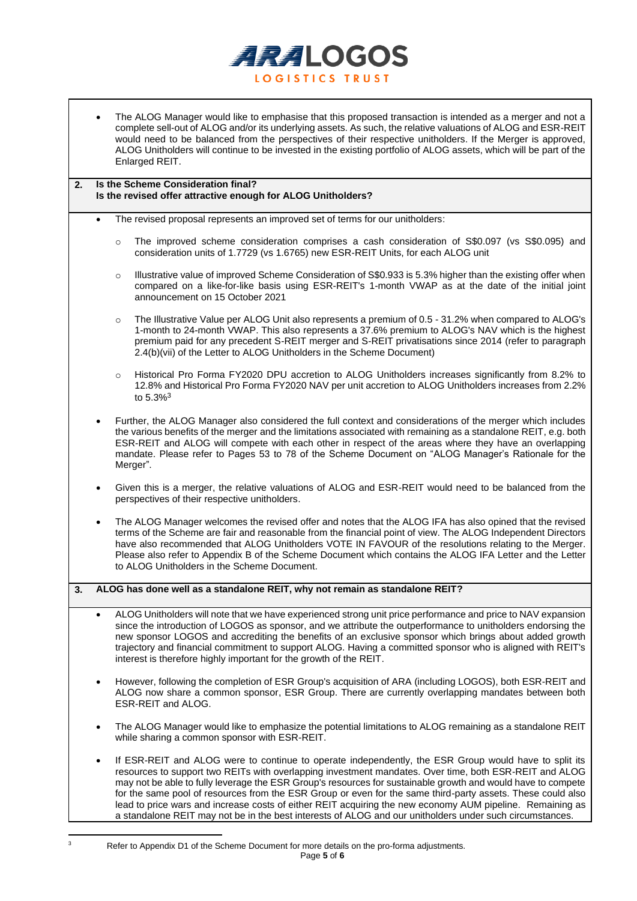- The ALOG Manager would like to emphasise that this proposed transaction is intended as a merger and not a complete sell-out of ALOG and/or its underlying assets. As such, the relative valuations of ALOG and ESR-REIT would need to be balanced from the perspectives of their respective unitholders. If the Merger is approved, ALOG Unitholders will continue to be invested in the existing portfolio of ALOG assets, which will be part of the Enlarged REIT.

**2. Is the Scheme Consideration final?**
**Is the revised offer attractive enough for ALOG Unitholders?**

- The revised proposal represents an improved set of terms for our unitholders:
  - The improved scheme consideration comprises a cash consideration of S$0.097 (vs S$0.095) and consideration units of 1.7729 (vs 1.6765) new ESR-REIT Units, for each ALOG unit
  - Illustrative value of improved Scheme Consideration of S$0.933 is 5.3% higher than the existing offer when compared on a like-for-like basis using ESR-REIT's 1-month VWAP as at the date of the initial joint announcement on 15 October 2021
  - The Illustrative Value per ALOG Unit also represents a premium of 0.5 - 31.2% when compared to ALOG's 1-month to 24-month VWAP. This also represents a 37.6% premium to ALOG's NAV which is the highest premium paid for any precedent S-REIT merger and S-REIT privatisations since 2014 (refer to paragraph 2.4(b)(vii) of the Letter to ALOG Unitholders in the Scheme Document)
  - Historical Pro Forma FY2020 DPU accretion to ALOG Unitholders increases significantly from 8.2% to 12.8% and Historical Pro Forma FY2020 NAV per unit accretion to ALOG Unitholders increases from 2.2% to 5.3%[3]

- Further, the ALOG Manager also considered the full context and considerations of the merger which includes the various benefits of the merger and the limitations associated with remaining as a standalone REIT, e.g. both ESR-REIT and ALOG will compete with each other in respect of the areas where they have an overlapping mandate. Please refer to Pages 53 to 78 of the Scheme Document on "ALOG Manager's Rationale for the Merger".

- Given this is a merger, the relative valuations of ALOG and ESR-REIT would need to be balanced from the perspectives of their respective unitholders.

- The ALOG Manager welcomes the revised offer and notes that the ALOG IFA has also opined that the revised terms of the Scheme are fair and reasonable from the financial point of view. The ALOG Independent Directors have also recommended that ALOG Unitholders VOTE IN FAVOUR of the resolutions relating to the Merger. Please also refer to Appendix B of the Scheme Document which contains the ALOG IFA Letter and the Letter to ALOG Unitholders in the Scheme Document.

**3. ALOG has done well as a standalone REIT, why not remain as standalone REIT?**

- ALOG Unitholders will note that we have experienced strong unit price performance and price to NAV expansion since the introduction of LOGOS as sponsor, and we attribute the outperformance to unitholders endorsing the new sponsor LOGOS and accrediting the benefits of an exclusive sponsor which brings about added growth trajectory and financial commitment to support ALOG. Having a committed sponsor who is aligned with REIT's interest is therefore highly important for the growth of the REIT.

- However, following the completion of ESR Group's acquisition of ARA (including LOGOS), both ESR-REIT and ALOG now share a common sponsor, ESR Group. There are currently overlapping mandates between both ESR-REIT and ALOG.

- The ALOG Manager would like to emphasize the potential limitations to ALOG remaining as a standalone REIT while sharing a common sponsor with ESR-REIT.

- If ESR-REIT and ALOG were to continue to operate independently, the ESR Group would have to split its resources to support two REITs with overlapping investment mandates. Over time, both ESR-REIT and ALOG may not be able to fully leverage the ESR Group's resources for sustainable growth and would have to compete for the same pool of resources from the ESR Group or even for the same third-party assets. These could also lead to price wars and increase costs of either REIT acquiring the new economy AUM pipeline. Remaining as a standalone REIT may not be in the best interests of ALOG and our unitholders under such circumstances.

---

[3] Refer to Appendix D1 of the Scheme Document for more details on the pro-forma adjustments.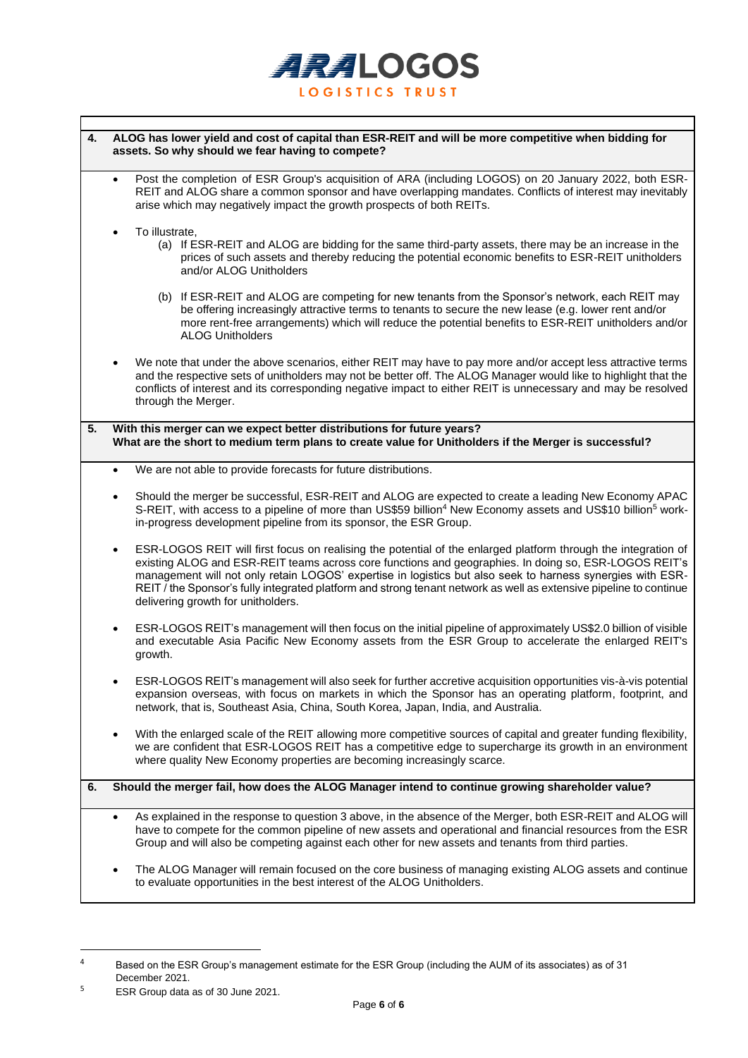**ARA LOGOS LOGISTICS TRUST**

**4. ALOG has lower yield and cost of capital than ESR-REIT and will be more competitive when bidding for assets. So why should we fear having to compete?**

- Post the completion of ESR Group's acquisition of ARA (including LOGOS) on 20 January 2022, both ESR-REIT and ALOG share a common sponsor and have overlapping mandates. Conflicts of interest may inevitably arise which may negatively impact the growth prospects of both REITs.
- To illustrate,
  - (a) If ESR-REIT and ALOG are bidding for the same third-party assets, there may be an increase in the prices of such assets and thereby reducing the potential economic benefits to ESR-REIT unitholders and/or ALOG Unitholders
  - (b) If ESR-REIT and ALOG are competing for new tenants from the Sponsor's network, each REIT may be offering increasingly attractive terms to tenants to secure the new lease (e.g. lower rent and/or more rent-free arrangements) which will reduce the potential benefits to ESR-REIT unitholders and/or ALOG Unitholders
- We note that under the above scenarios, either REIT may have to pay more and/or accept less attractive terms and the respective sets of unitholders may not be better off. The ALOG Manager would like to highlight that the conflicts of interest and its corresponding negative impact to either REIT is unnecessary and may be resolved through the Merger.

**5. With this merger can we expect better distributions for future years? What are the short to medium term plans to create value for Unitholders if the Merger is successful?**

- We are not able to provide forecasts for future distributions.
- Should the merger be successful, ESR-REIT and ALOG are expected to create a leading New Economy APAC S-REIT, with access to a pipeline of more than US$59 billion[4] New Economy assets and US$10 billion[5] work-in-progress development pipeline from its sponsor, the ESR Group.
- ESR-LOGOS REIT will first focus on realising the potential of the enlarged platform through the integration of existing ALOG and ESR-REIT teams across core functions and geographies. In doing so, ESR-LOGOS REIT's management will not only retain LOGOS' expertise in logistics but also seek to harness synergies with ESR-REIT / the Sponsor's fully integrated platform and strong tenant network as well as extensive pipeline to continue delivering growth for unitholders.
- ESR-LOGOS REIT's management will then focus on the initial pipeline of approximately US$2.0 billion of visible and executable Asia Pacific New Economy assets from the ESR Group to accelerate the enlarged REIT's growth.
- ESR-LOGOS REIT's management will also seek for further accretive acquisition opportunities vis-à-vis potential expansion overseas, with focus on markets in which the Sponsor has an operating platform, footprint, and network, that is, Southeast Asia, China, South Korea, Japan, India, and Australia.
- With the enlarged scale of the REIT allowing more competitive sources of capital and greater funding flexibility, we are confident that ESR-LOGOS REIT has a competitive edge to supercharge its growth in an environment where quality New Economy properties are becoming increasingly scarce.

**6. Should the merger fail, how does the ALOG Manager intend to continue growing shareholder value?**

- As explained in the response to question 3 above, in the absence of the Merger, both ESR-REIT and ALOG will have to compete for the common pipeline of new assets and operational and financial resources from the ESR Group and will also be competing against each other for new assets and tenants from third parties.
- The ALOG Manager will remain focused on the core business of managing existing ALOG assets and continue to evaluate opportunities in the best interest of the ALOG Unitholders.

---

[4] Based on the ESR Group's management estimate for the ESR Group (including the AUM of its associates) as of 31 December 2021.

[5] ESR Group data as of 30 June 2021.